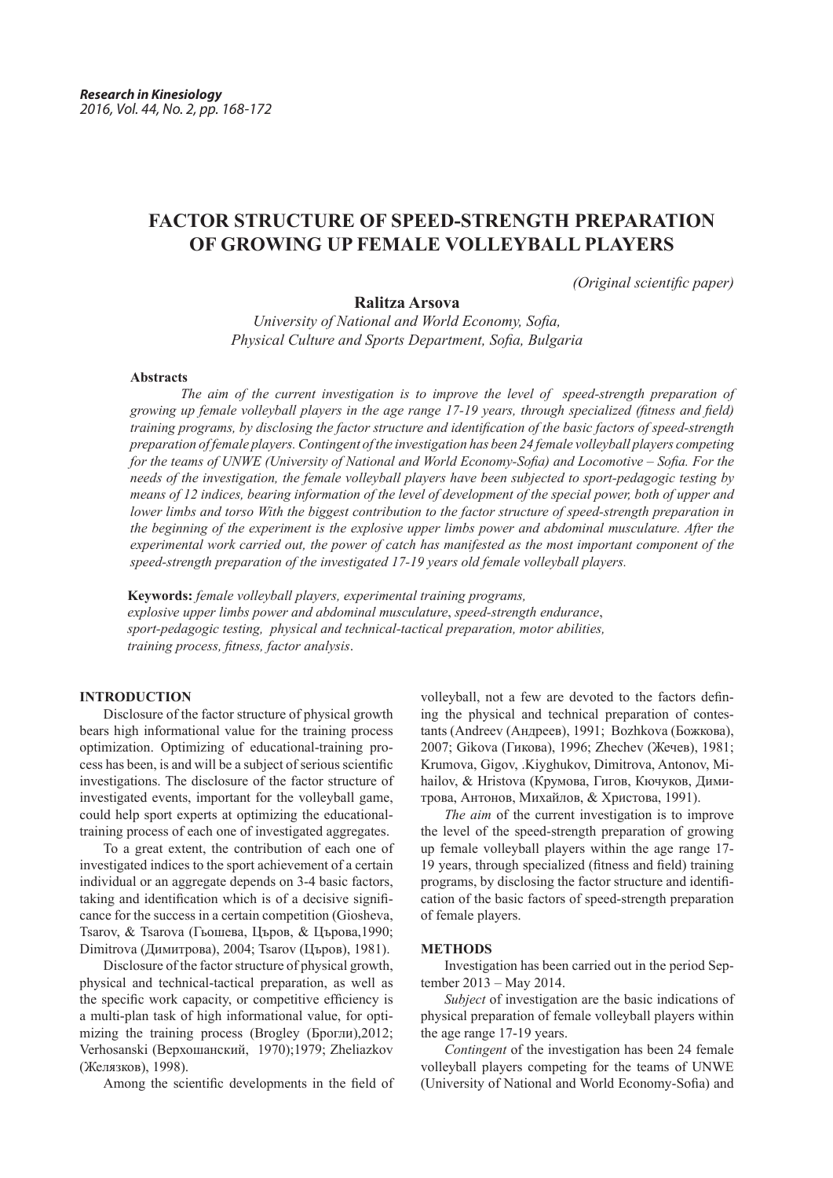# FACTOR STRUCTURE OF SPEED-STRENGTH PREPARATION OF GROWING UP FEMALE VOLLEYBALL PLAYERS

*(Original scientific paper)*

**Ralitza Arsova**

*University of National and World Economy, Sofia,*
*Physical Culture and Sports Department, Sofia, Bulgaria*

**Abstracts**

*The aim of the current investigation is to improve the level of speed-strength preparation of growing up female volleyball players in the age range 17-19 years, through specialized (fitness and field) training programs, by disclosing the factor structure and identification of the basic factors of speed-strength preparation of female players. Contingent of the investigation has been 24 female volleyball players competing for the teams of UNWE (University of National and World Economy-Sofia) and Locomotive – Sofia. For the needs of the investigation, the female volleyball players have been subjected to sport-pedagogic testing by means of 12 indices, bearing information of the level of development of the special power, both of upper and lower limbs and torso With the biggest contribution to the factor structure of speed-strength preparation in the beginning of the experiment is the explosive upper limbs power and abdominal musculature. After the experimental work carried out, the power of catch has manifested as the most important component of the speed-strength preparation of the investigated 17-19 years old female volleyball players.*

**Keywords:** *female volleyball players, experimental training programs, explosive upper limbs power and abdominal musculature*, *speed-strength endurance*, *sport-pedagogic testing, physical and technical-tactical preparation, motor abilities, training process, fitness, factor analysis*.

## INTRODUCTION

Disclosure of the factor structure of physical growth bears high informational value for the training process optimization. Optimizing of educational-training process has been, is and will be a subject of serious scientific investigations. The disclosure of the factor structure of investigated events, important for the volleyball game, could help sport experts at optimizing the educational-training process of each one of investigated aggregates.

To a great extent, the contribution of each one of investigated indices to the sport achievement of a certain individual or an aggregate depends on 3-4 basic factors, taking and identification which is of a decisive significance for the success in a certain competition (Giosheva, Tsarov, & Tsarova (Гьошева, Църов, & Църова,1990; Dimitrova (Димитрова), 2004; Tsarov (Църов), 1981).

Disclosure of the factor structure of physical growth, physical and technical-tactical preparation, as well as the specific work capacity, or competitive efficiency is a multi-plan task of high informational value, for optimizing the training process (Brogley (Брогли),2012; Verhosanski (Верхошанский, 1970);1979; Zheliazkov (Желязков), 1998).

Among the scientific developments in the field of volleyball, not a few are devoted to the factors defining the physical and technical preparation of contestants (Andreev (Андреев), 1991; Bozhkova (Божкова), 2007; Gikova (Гикова), 1996; Zhechev (Жечев), 1981; Krumova, Gigov, .Kiyghukov, Dimitrova, Antonov, Mihailov, & Hristova (Крумова, Гигов, Кючуков, Димитрова, Антонов, Михайлов, & Христова, 1991).

*The aim* of the current investigation is to improve the level of the speed-strength preparation of growing up female volleyball players within the age range 17-19 years, through specialized (fitness and field) training programs, by disclosing the factor structure and identification of the basic factors of speed-strength preparation of female players.

## METHODS

Investigation has been carried out in the period September 2013 – May 2014.

*Subject* of investigation are the basic indications of physical preparation of female volleyball players within the age range 17-19 years.

*Contingent* of the investigation has been 24 female volleyball players competing for the teams of UNWE (University of National and World Economy-Sofia) and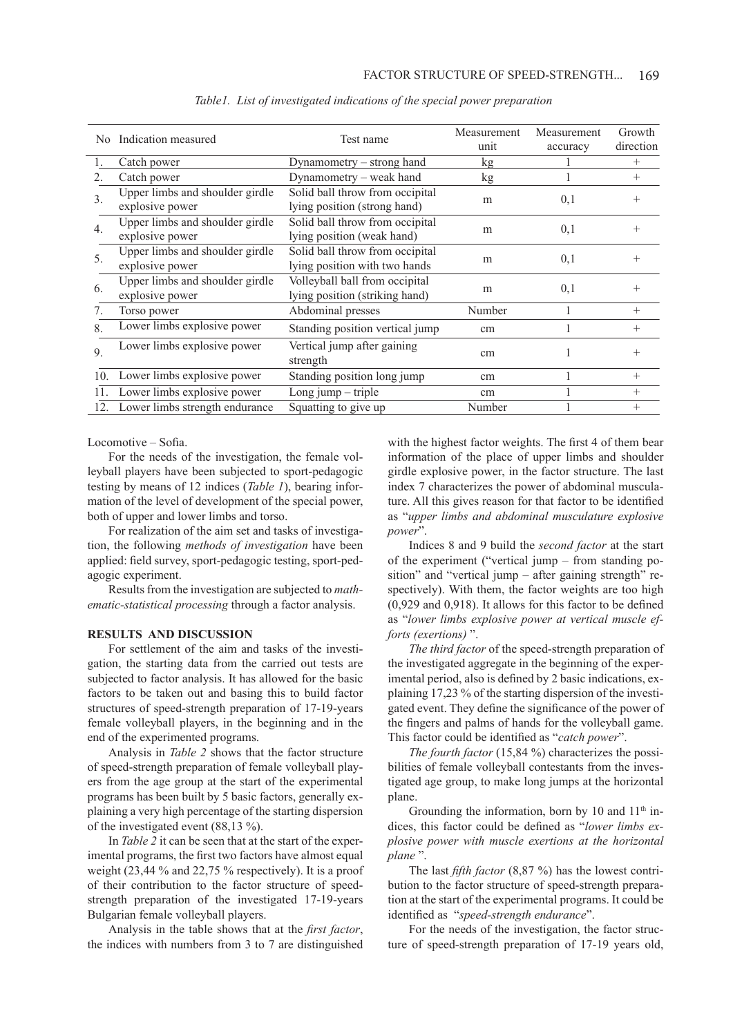*Table1. List of investigated indications of the special power preparation*

| No | Indication measured | Test name | Measurement unit | Measurement accuracy | Growth direction |
|---|---|---|---|---|---|
| 1. | Catch power | Dynamometry – strong hand | kg | 1 | + |
| 2. | Catch power | Dynamometry – weak hand | kg | 1 | + |
| 3. | Upper limbs and shoulder girdle explosive power | Solid ball throw from occipital lying position (strong hand) | m | 0,1 | + |
| 4. | Upper limbs and shoulder girdle explosive power | Solid ball throw from occipital lying position (weak hand) | m | 0,1 | + |
| 5. | Upper limbs and shoulder girdle explosive power | Solid ball throw from occipital lying position with two hands | m | 0,1 | + |
| 6. | Upper limbs and shoulder girdle explosive power | Volleyball ball from occipital lying position (striking hand) | m | 0,1 | + |
| 7. | Torso power | Abdominal presses | Number | 1 | + |
| 8. | Lower limbs explosive power | Standing position vertical jump | cm | 1 | + |
| 9. | Lower limbs explosive power | Vertical jump after gaining strength | cm | 1 | + |
| 10. | Lower limbs explosive power | Standing position long jump | cm | 1 | + |
| 11. | Lower limbs explosive power | Long jump – triple | cm | 1 | + |
| 12. | Lower limbs strength endurance | Squatting to give up | Number | 1 | + |

Locomotive – Sofia.

For the needs of the investigation, the female volleyball players have been subjected to sport-pedagogic testing by means of 12 indices (*Table 1*), bearing information of the level of development of the special power, both of upper and lower limbs and torso.

For realization of the aim set and tasks of investigation, the following *methods of investigation* have been applied: field survey, sport-pedagogic testing, sport-pedagogic experiment.

Results from the investigation are subjected to *mathematic-statistical processing* through a factor analysis.

## RESULTS AND DISCUSSION

For settlement of the aim and tasks of the investigation, the starting data from the carried out tests are subjected to factor analysis. It has allowed for the basic factors to be taken out and basing this to build factor structures of speed-strength preparation of 17-19-years female volleyball players, in the beginning and in the end of the experimented programs.

Analysis in *Table 2* shows that the factor structure of speed-strength preparation of female volleyball players from the age group at the start of the experimental programs has been built by 5 basic factors, generally explaining a very high percentage of the starting dispersion of the investigated event (88,13 %).

In *Table 2* it can be seen that at the start of the experimental programs, the first two factors have almost equal weight (23,44 % and 22,75 % respectively). It is a proof of their contribution to the factor structure of speed-strength preparation of the investigated 17-19-years Bulgarian female volleyball players.

Analysis in the table shows that at the *first factor*, the indices with numbers from 3 to 7 are distinguished with the highest factor weights. The first 4 of them bear information of the place of upper limbs and shoulder girdle explosive power, in the factor structure. The last index 7 characterizes the power of abdominal musculature. All this gives reason for that factor to be identified as "*upper limbs and abdominal musculature explosive power*".

Indices 8 and 9 build the *second factor* at the start of the experiment ("vertical jump – from standing position" and "vertical jump – after gaining strength" respectively). With them, the factor weights are too high (0,929 and 0,918). It allows for this factor to be defined as "*lower limbs explosive power at vertical muscle efforts (exertions)* ".

*The third factor* of the speed-strength preparation of the investigated aggregate in the beginning of the experimental period, also is defined by 2 basic indications, explaining 17,23 % of the starting dispersion of the investigated event. They define the significance of the power of the fingers and palms of hands for the volleyball game. This factor could be identified as "*catch power*".

*The fourth factor* (15,84 %) characterizes the possibilities of female volleyball contestants from the investigated age group, to make long jumps at the horizontal plane.

Grounding the information, born by 10 and 11th indices, this factor could be defined as "*lower limbs explosive power with muscle exertions at the horizontal plane* ".

The last *fifth factor* (8,87 %) has the lowest contribution to the factor structure of speed-strength preparation at the start of the experimental programs. It could be identified as "*speed-strength endurance*".

For the needs of the investigation, the factor structure of speed-strength preparation of 17-19 years old,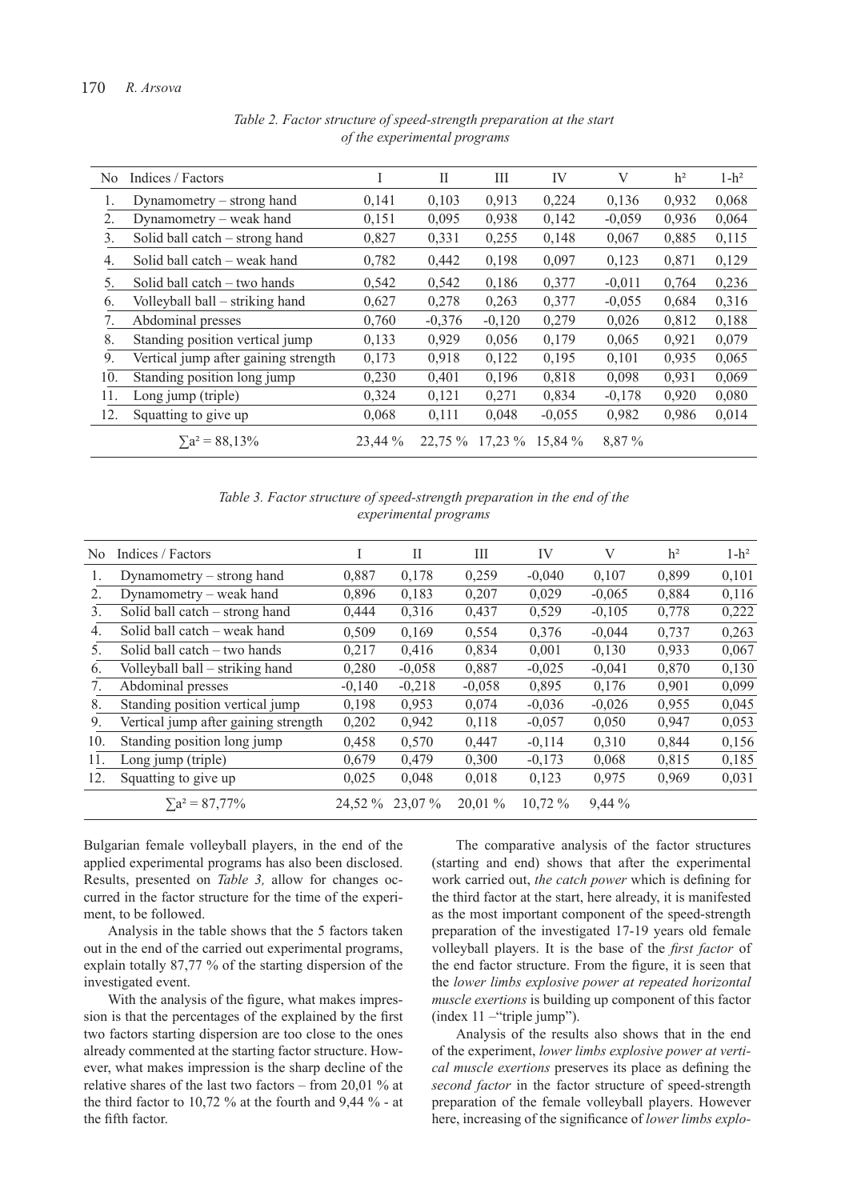*Table 2. Factor structure of speed-strength preparation at the start of the experimental programs*

| No | Indices / Factors | I | II | III | IV | V | h² | 1-h² |
|---|---|---|---|---|---|---|---|---|
| 1. | Dynamometry – strong hand | 0,141 | 0,103 | 0,913 | 0,224 | 0,136 | 0,932 | 0,068 |
| 2. | Dynamometry – weak hand | 0,151 | 0,095 | 0,938 | 0,142 | -0,059 | 0,936 | 0,064 |
| 3. | Solid ball catch – strong hand | 0,827 | 0,331 | 0,255 | 0,148 | 0,067 | 0,885 | 0,115 |
| 4. | Solid ball catch – weak hand | 0,782 | 0,442 | 0,198 | 0,097 | 0,123 | 0,871 | 0,129 |
| 5. | Solid ball catch – two hands | 0,542 | 0,542 | 0,186 | 0,377 | -0,011 | 0,764 | 0,236 |
| 6. | Volleyball ball – striking hand | 0,627 | 0,278 | 0,263 | 0,377 | -0,055 | 0,684 | 0,316 |
| 7. | Abdominal presses | 0,760 | -0,376 | -0,120 | 0,279 | 0,026 | 0,812 | 0,188 |
| 8. | Standing position vertical jump | 0,133 | 0,929 | 0,056 | 0,179 | 0,065 | 0,921 | 0,079 |
| 9. | Vertical jump after gaining strength | 0,173 | 0,918 | 0,122 | 0,195 | 0,101 | 0,935 | 0,065 |
| 10. | Standing position long jump | 0,230 | 0,401 | 0,196 | 0,818 | 0,098 | 0,931 | 0,069 |
| 11. | Long jump (triple) | 0,324 | 0,121 | 0,271 | 0,834 | -0,178 | 0,920 | 0,080 |
| 12. | Squatting to give up | 0,068 | 0,111 | 0,048 | -0,055 | 0,982 | 0,986 | 0,014 |
| | $\sum a^2 = 88{,}13\%$ | 23,44 % | 22,75 % | 17,23 % | 15,84 % | 8,87 % | | |

*Table 3. Factor structure of speed-strength preparation in the end of the experimental programs*

| No | Indices / Factors | I | II | III | IV | V | h² | 1-h² |
|---|---|---|---|---|---|---|---|---|
| 1. | Dynamometry – strong hand | 0,887 | 0,178 | 0,259 | -0,040 | 0,107 | 0,899 | 0,101 |
| 2. | Dynamometry – weak hand | 0,896 | 0,183 | 0,207 | 0,029 | -0,065 | 0,884 | 0,116 |
| 3. | Solid ball catch – strong hand | 0,444 | 0,316 | 0,437 | 0,529 | -0,105 | 0,778 | 0,222 |
| 4. | Solid ball catch – weak hand | 0,509 | 0,169 | 0,554 | 0,376 | -0,044 | 0,737 | 0,263 |
| 5. | Solid ball catch – two hands | 0,217 | 0,416 | 0,834 | 0,001 | 0,130 | 0,933 | 0,067 |
| 6. | Volleyball ball – striking hand | 0,280 | -0,058 | 0,887 | -0,025 | -0,041 | 0,870 | 0,130 |
| 7. | Abdominal presses | -0,140 | -0,218 | -0,058 | 0,895 | 0,176 | 0,901 | 0,099 |
| 8. | Standing position vertical jump | 0,198 | 0,953 | 0,074 | -0,036 | -0,026 | 0,955 | 0,045 |
| 9. | Vertical jump after gaining strength | 0,202 | 0,942 | 0,118 | -0,057 | 0,050 | 0,947 | 0,053 |
| 10. | Standing position long jump | 0,458 | 0,570 | 0,447 | -0,114 | 0,310 | 0,844 | 0,156 |
| 11. | Long jump (triple) | 0,679 | 0,479 | 0,300 | -0,173 | 0,068 | 0,815 | 0,185 |
| 12. | Squatting to give up | 0,025 | 0,048 | 0,018 | 0,123 | 0,975 | 0,969 | 0,031 |
| | $\sum a^2 = 87{,}77\%$ | 24,52 % | 23,07 % | 20,01 % | 10,72 % | 9,44 % | | |

Bulgarian female volleyball players, in the end of the applied experimental programs has also been disclosed. Results, presented on *Table 3,* allow for changes occurred in the factor structure for the time of the experiment, to be followed.

Analysis in the table shows that the 5 factors taken out in the end of the carried out experimental programs, explain totally 87,77 % of the starting dispersion of the investigated event.

With the analysis of the figure, what makes impression is that the percentages of the explained by the first two factors starting dispersion are too close to the ones already commented at the starting factor structure. However, what makes impression is the sharp decline of the relative shares of the last two factors – from 20,01 % at the third factor to 10,72 % at the fourth and 9,44 % - at the fifth factor.

The comparative analysis of the factor structures (starting and end) shows that after the experimental work carried out, *the catch power* which is defining for the third factor at the start, here already, it is manifested as the most important component of the speed-strength preparation of the investigated 17-19 years old female volleyball players. It is the base of the *first factor* of the end factor structure. From the figure, it is seen that the *lower limbs explosive power at repeated horizontal muscle exertions* is building up component of this factor (index 11 –"triple jump").

Analysis of the results also shows that in the end of the experiment, *lower limbs explosive power at vertical muscle exertions* preserves its place as defining the *second factor* in the factor structure of speed-strength preparation of the female volleyball players. However here, increasing of the significance of *lower limbs explo-*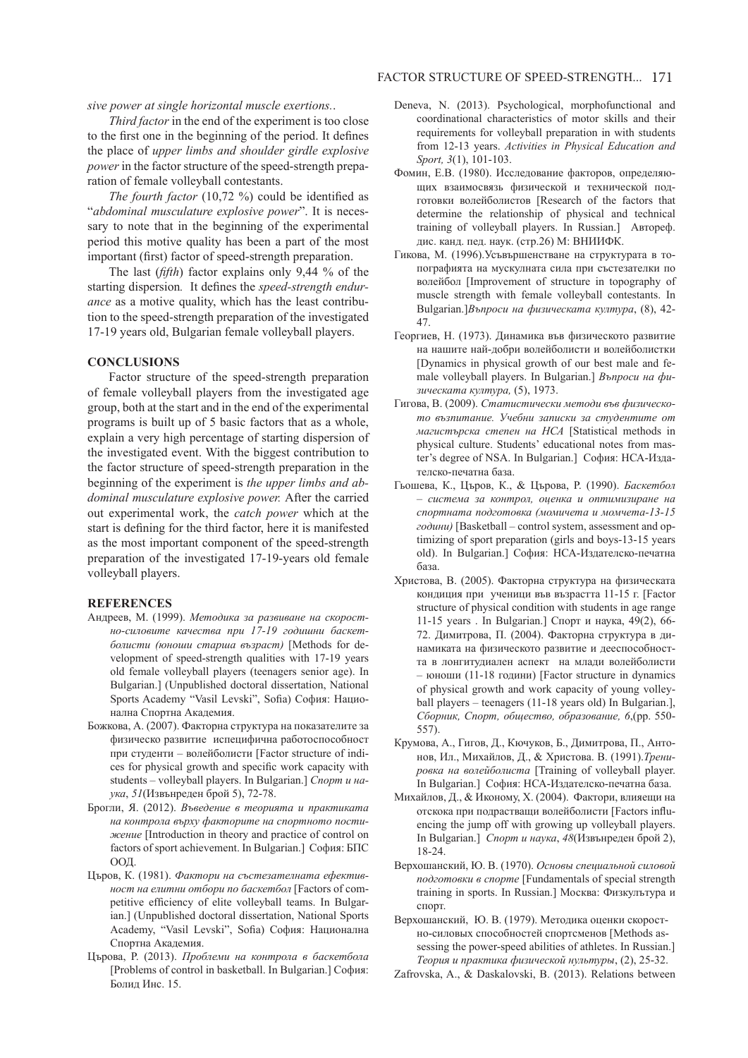*sive power at single horizontal muscle exertions.*.

*Third factor* in the end of the experiment is too close to the first one in the beginning of the period. It defines the place of *upper limbs and shoulder girdle explosive power* in the factor structure of the speed-strength preparation of female volleyball contestants.

*The fourth factor* (10,72 %) could be identified as "*abdominal musculature explosive power*". It is necessary to note that in the beginning of the experimental period this motive quality has been a part of the most important (first) factor of speed-strength preparation.

The last (*fifth*) factor explains only 9,44 % of the starting dispersion*.* It defines the *speed-strength endurance* as a motive quality, which has the least contribution to the speed-strength preparation of the investigated 17-19 years old, Bulgarian female volleyball players.

## CONCLUSIONS

Factor structure of the speed-strength preparation of female volleyball players from the investigated age group, both at the start and in the end of the experimental programs is built up of 5 basic factors that as a whole, explain a very high percentage of starting dispersion of the investigated event. With the biggest contribution to the factor structure of speed-strength preparation in the beginning of the experiment is *the upper limbs and abdominal musculature explosive power.* After the carried out experimental work, the *catch power* which at the start is defining for the third factor, here it is manifested as the most important component of the speed-strength preparation of the investigated 17-19-years old female volleyball players.

## REFERENCES

Андреев, М. (1999). *Методика за развиване на скоростно-силовите качества при 17-19 годишни баскетболисти (юноши старша възраст)* [Methods for development of speed-strength qualities with 17-19 years old female volleyball players (teenagers senior age). In Bulgarian.] (Unpublished doctoral dissertation, National Sports Academy "Vasil Levski", Sofia) София: Национална Спортна Академия.

Божкова, А. (2007). Факторна структура на показателите за физическо развитие испецифична работоспособност при студенти – волейболисти [Factor structure of indices for physical growth and specific work capacity with students – volleyball players. In Bulgarian.] *Спорт и наука*, *51*(Извънреден брой 5), 72-78.

Брогли, Я. (2012). *Въведение в теорията и практиката на контрола върху факторите на спортното постижение* [Introduction in theory and practice of control on factors of sport achievement. In Bulgarian.] София: БПС ООД.

Църов, К. (1981). *Фактори на състезателната ефективност на елитни отбори по баскетбол* [Factors of competitive efficiency of elite volleyball teams. In Bulgarian.] (Unpublished doctoral dissertation, National Sports Academy, "Vasil Levski", Sofia) София: Национална Спортна Академия.

Църова, Р. (2013). *Проблеми на контрола в баскетбола* [Problems of control in basketball. In Bulgarian.] София: Болид Инс. 15.

Deneva, N. (2013). Psychological, morphofunctional and coordinational characteristics of motor skills and their requirements for volleyball preparation in with students from 12-13 years. *Activities in Physical Education and Sport, 3*(1), 101-103.

Фомин, Е.В. (1980). Исследование факторов, определяющих взаимосвязь физической и технической подготовки волейболистов [Research of the factors that determine the relationship of physical and technical training of volleyball players. In Russian.] Автореф. дис. канд. пед. наук. (стр.26) М: ВНИИФК.

Гикова, М. (1996).Усъвършенстване на структурата в топографията на мускулната сила при състезателки по волейбол [Improvement of structure in topography of muscle strength with female volleyball contestants. In Bulgarian.]*Въпроси на физическата култура*, (8), 42-47.

Георгиев, Н. (1973). Динамика във физическото развитие на нашите най-добри волейболисти и волейболистки [Dynamics in physical growth of our best male and female volleyball players. In Bulgarian.] *Въпроси на физическата култура,* (5), 1973.

Гигова, В. (2009). *Статистически методи във физическото възпитание. Учебни записки за студентите от магистърска степен на НСА* [Statistical methods in physical culture. Students' educational notes from master's degree of NSA. In Bulgarian.] София: НСА-Издателско-печатна база.

Гьошева, К., Църов, К., & Църова, Р. (1990). *Баскетбол – система за контрол, оценка и оптимизиране на спортната подготовка (момичета и момчета-13-15 години)* [Basketball – control system, assessment and optimizing of sport preparation (girls and boys-13-15 years old). In Bulgarian.] София: НСА-Издателско-печатна база.

Христова, В. (2005). Факторна структура на физическата кондиция при ученици във възрастта 11-15 г. [Factor structure of physical condition with students in age range 11-15 years . In Bulgarian.] Спорт и наука, 49(2), 66-72. Димитрова, П. (2004). Факторна структура в динамиката на физическото развитие и дееспособността в лонгитудиален аспект на млади волейболисти – юноши (11-18 години) [Factor structure in dynamics of physical growth and work capacity of young volleyball players – teenagers (11-18 years old) In Bulgarian.], *Сборник, Спорт, общество, образование, 6*,(pp. 550-557).

Крумова, А., Гигов, Д., Кючуков, Б., Димитрова, П., Антонов, Ил., Михайлов, Д., & Христова. В. (1991).*Тренировка на волейболиста* [Training of volleyball player. In Bulgarian.] София: НСА-Издателско-печатна база.

Михайлов, Д., & Иконому, Х. (2004). Фактори, влияещи на отскока при подрастващи волейболисти [Factors influencing the jump off with growing up volleyball players. In Bulgarian.] *Спорт и наука*, *48*(Извънреден брой 2), 18-24.

Верхошанский, Ю. В. (1970). *Основы специальной силовой подготовки в спорте* [Fundamentals of special strength training in sports. In Russian.] Москва: Физкультура и спорт.

Верхошанский, Ю. В. (1979). Методика оценки скоростно-силовых способностей спортсменов [Methods assessing the power-speed abilities of athletes. In Russian.] *Теория и практика физической нультуры*, (2), 25-32.

Zafrovska, A., & Daskalovski, B. (2013). Relations between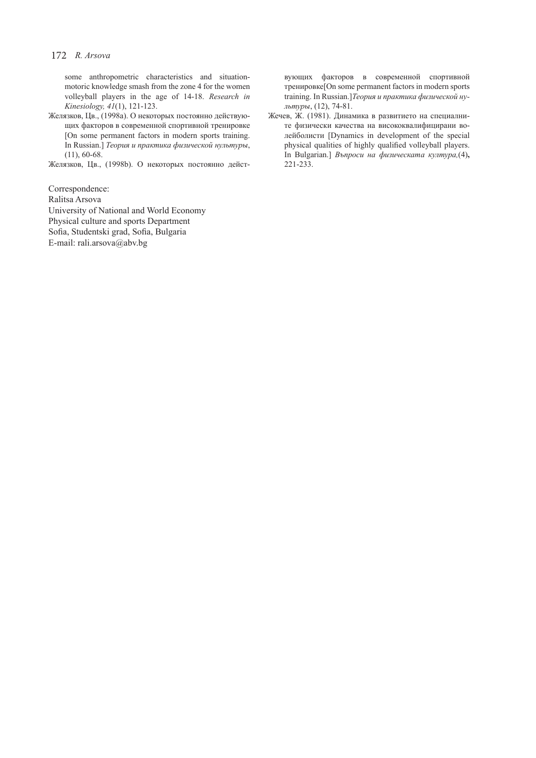some anthropometric characteristics and situation-motoric knowledge smash from the zone 4 for the women volleyball players in the age of 14-18. *Research in Kinesiology, 41*(1), 121-123.

Желязков, Цв., (1998a). О некоторых постоянно действующих факторов в современной спортивной тренировке [On some permanent factors in modern sports training. In Russian.] *Теория и практика физической нультуры*, (11), 60-68.

Желязков, Цв., (1998b). О некоторых постоянно действующих факторов в современной спортивной тренировке[On some permanent factors in modern sports training. In Russian.]*Теория и практика физической нультуры*, (12), 74-81.

Жечев, Ж. (1981). Динамика в развитието на специалните физически качества на висококвалифицирани волейболисти [Dynamics in development of the special physical qualities of highly qualified volleyball players. In Bulgarian.] *Въпроси на физическата култура,*(4)**,** 221-233.

Correspondence:
Ralitsa Arsova
University of National and World Economy
Physical culture and sports Department
Sofia, Studentski grad, Sofia, Bulgaria
E-mail: rali.arsova@abv.bg